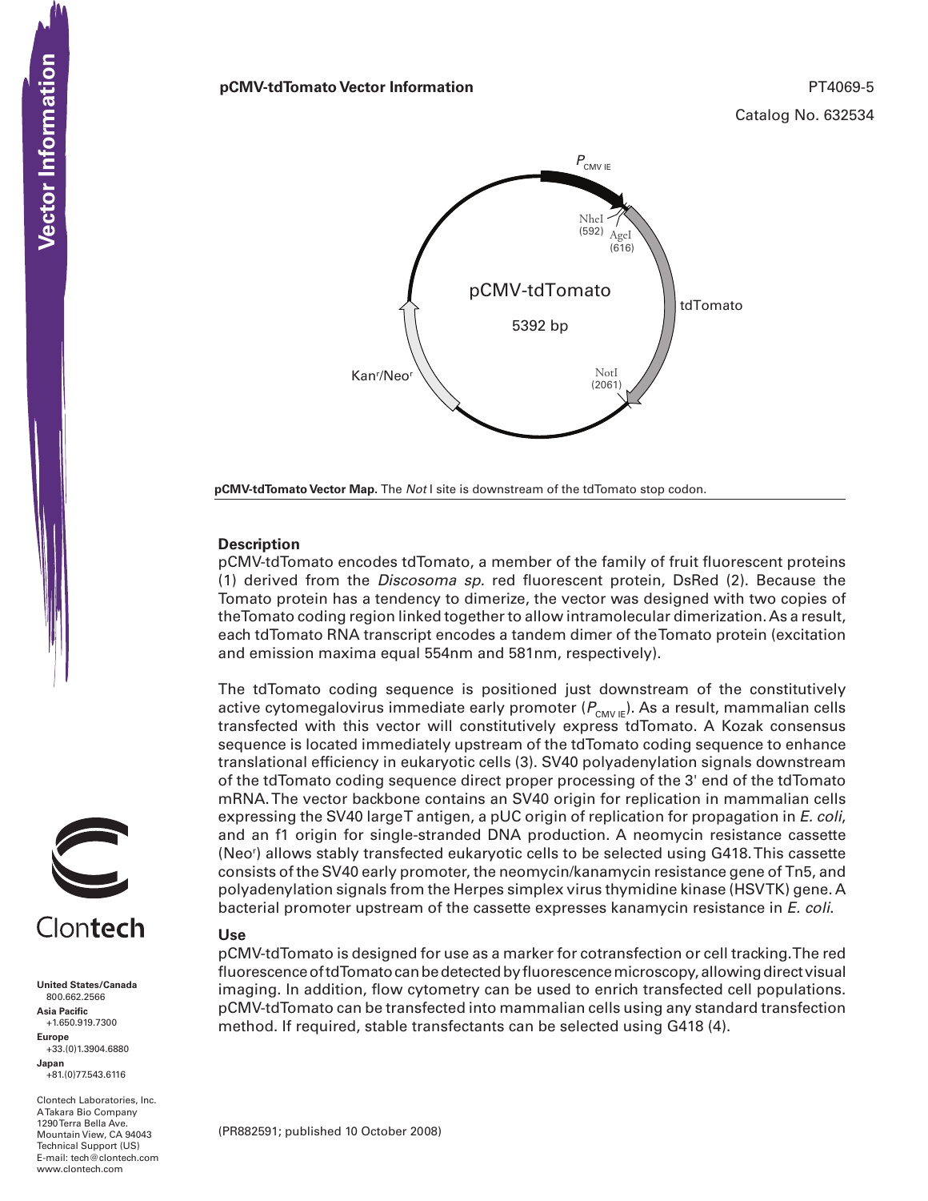**pCMV-tdTomato Vector Information**

PT4069-5

Catalog No. 632534

$P_{CMV\ IE}$

NheI (592)

AgeI (616)

pCMV-tdTomato

5392 bp

tdTomato

NotI (2061)

Kan[r]/Neo[r]

**pCMV-tdTomato Vector Map.** The *Not* I site is downstream of the tdTomato stop codon.

## Description

pCMV-tdTomato encodes tdTomato, a member of the family of fruit fluorescent proteins (1) derived from the *Discosoma sp.* red fluorescent protein, DsRed (2). Because the Tomato protein has a tendency to dimerize, the vector was designed with two copies of the Tomato coding region linked together to allow intramolecular dimerization. As a result, each tdTomato RNA transcript encodes a tandem dimer of the Tomato protein (excitation and emission maxima equal 554nm and 581nm, respectively).

The tdTomato coding sequence is positioned just downstream of the constitutively active cytomegalovirus immediate early promoter ($P_{CMV\ IE}$). As a result, mammalian cells transfected with this vector will constitutively express tdTomato. A Kozak consensus sequence is located immediately upstream of the tdTomato coding sequence to enhance translational efficiency in eukaryotic cells (3). SV40 polyadenylation signals downstream of the tdTomato coding sequence direct proper processing of the 3' end of the tdTomato mRNA. The vector backbone contains an SV40 origin for replication in mammalian cells expressing the SV40 large T antigen, a pUC origin of replication for propagation in *E. coli*, and an f1 origin for single-stranded DNA production. A neomycin resistance cassette (Neo[r]) allows stably transfected eukaryotic cells to be selected using G418. This cassette consists of the SV40 early promoter, the neomycin/kanamycin resistance gene of Tn5, and polyadenylation signals from the Herpes simplex virus thymidine kinase (HSVTK) gene. A bacterial promoter upstream of the cassette expresses kanamycin resistance in *E. coli*.

## Use

pCMV-tdTomato is designed for use as a marker for cotransfection or cell tracking. The red fluorescence of tdTomato can be detected by fluorescence microscopy, allowing direct visual imaging. In addition, flow cytometry can be used to enrich transfected cell populations. pCMV-tdTomato can be transfected into mammalian cells using any standard transfection method. If required, stable transfectants can be selected using G418 (4).

(PR882591; published 10 October 2008)

Clontech

**United States/Canada**
800.662.2566
**Asia Pacific**
+1.650.919.7300
**Europe**
+33.(0)1.3904.6880
**Japan**
+81.(0)77.543.6116

Clontech Laboratories, Inc.
A Takara Bio Company
1290 Terra Bella Ave.
Mountain View, CA 94043
Technical Support (US)
E-mail: tech@clontech.com
www.clontech.com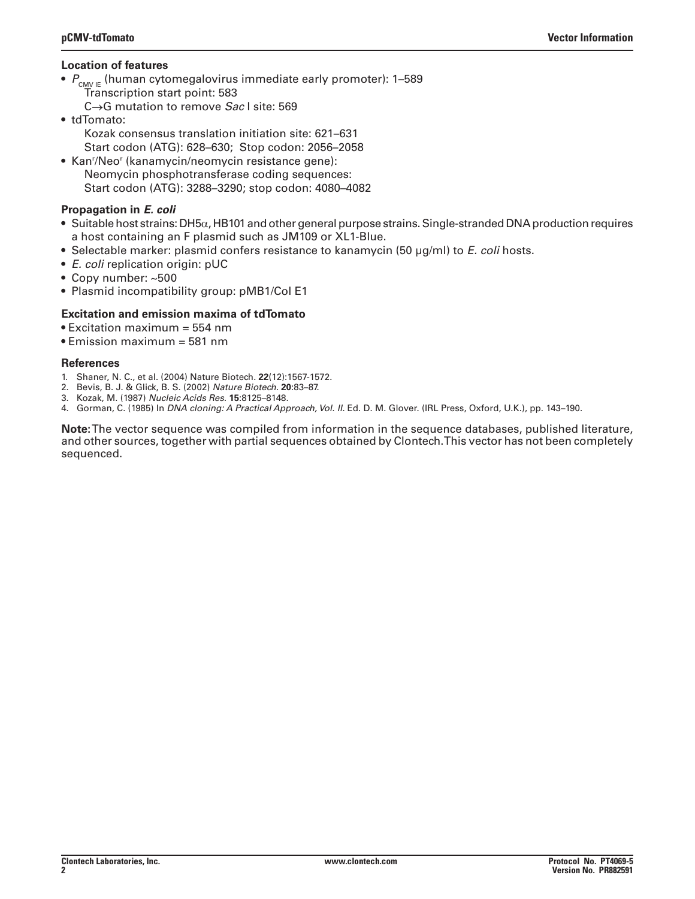### Location of features

- $P_{CMV\ IE}$ (human cytomegalovirus immediate early promoter): 1–589
  - Transcription start point: 583
  - C→G mutation to remove *Sac* I site: 569
- tdTomato:
  - Kozak consensus translation initiation site: 621–631
  - Start codon (ATG): 628–630; Stop codon: 2056–2058
- Kan$^r$/Neo$^r$ (kanamycin/neomycin resistance gene):
  - Neomycin phosphotransferase coding sequences:
  - Start codon (ATG): 3288–3290; stop codon: 4080–4082

### Propagation in *E. coli*

- Suitable host strains: DH5α, HB101 and other general purpose strains. Single-stranded DNA production requires a host containing an F plasmid such as JM109 or XL1-Blue.
- Selectable marker: plasmid confers resistance to kanamycin (50 μg/ml) to *E. coli* hosts.
- *E. coli* replication origin: pUC
- Copy number: ~500
- Plasmid incompatibility group: pMB1/Col E1

### Excitation and emission maxima of tdTomato

- Excitation maximum = 554 nm
- Emission maximum = 581 nm

### References

1. Shaner, N. C., et al. (2004) Nature Biotech. **22**(12):1567-1572.
2. Bevis, B. J. & Glick, B. S. (2002) *Nature Biotech.* **20**:83–87.
3. Kozak, M. (1987) *Nucleic Acids Res.* **15**:8125–8148.
4. Gorman, C. (1985) In *DNA cloning: A Practical Approach, Vol. II.* Ed. D. M. Glover. (IRL Press, Oxford, U.K.), pp. 143–190.

**Note:** The vector sequence was compiled from information in the sequence databases, published literature, and other sources, together with partial sequences obtained by Clontech. This vector has not been completely sequenced.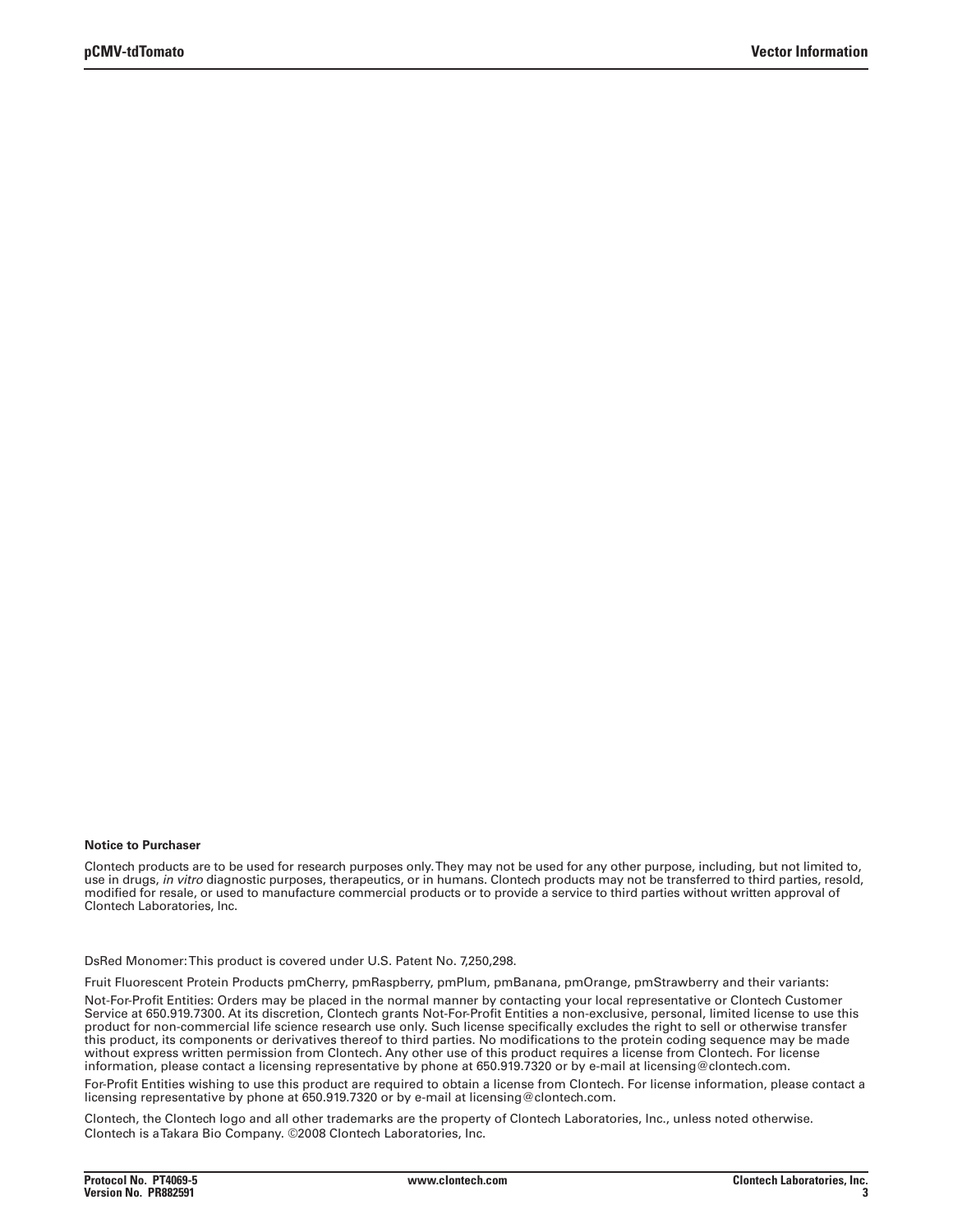**Notice to Purchaser**

Clontech products are to be used for research purposes only. They may not be used for any other purpose, including, but not limited to, use in drugs, *in vitro* diagnostic purposes, therapeutics, or in humans. Clontech products may not be transferred to third parties, resold, modified for resale, or used to manufacture commercial products or to provide a service to third parties without written approval of Clontech Laboratories, Inc.

DsRed Monomer: This product is covered under U.S. Patent No. 7,250,298.

Fruit Fluorescent Protein Products pmCherry, pmRaspberry, pmPlum, pmBanana, pmOrange, pmStrawberry and their variants:

Not-For-Profit Entities: Orders may be placed in the normal manner by contacting your local representative or Clontech Customer Service at 650.919.7300. At its discretion, Clontech grants Not-For-Profit Entities a non-exclusive, personal, limited license to use this product for non-commercial life science research use only. Such license specifically excludes the right to sell or otherwise transfer this product, its components or derivatives thereof to third parties. No modifications to the protein coding sequence may be made without express written permission from Clontech. Any other use of this product requires a license from Clontech. For license information, please contact a licensing representative by phone at 650.919.7320 or by e-mail at licensing@clontech.com.

For-Profit Entities wishing to use this product are required to obtain a license from Clontech. For license information, please contact a licensing representative by phone at 650.919.7320 or by e-mail at licensing@clontech.com.

Clontech, the Clontech logo and all other trademarks are the property of Clontech Laboratories, Inc., unless noted otherwise. Clontech is a Takara Bio Company. ©2008 Clontech Laboratories, Inc.